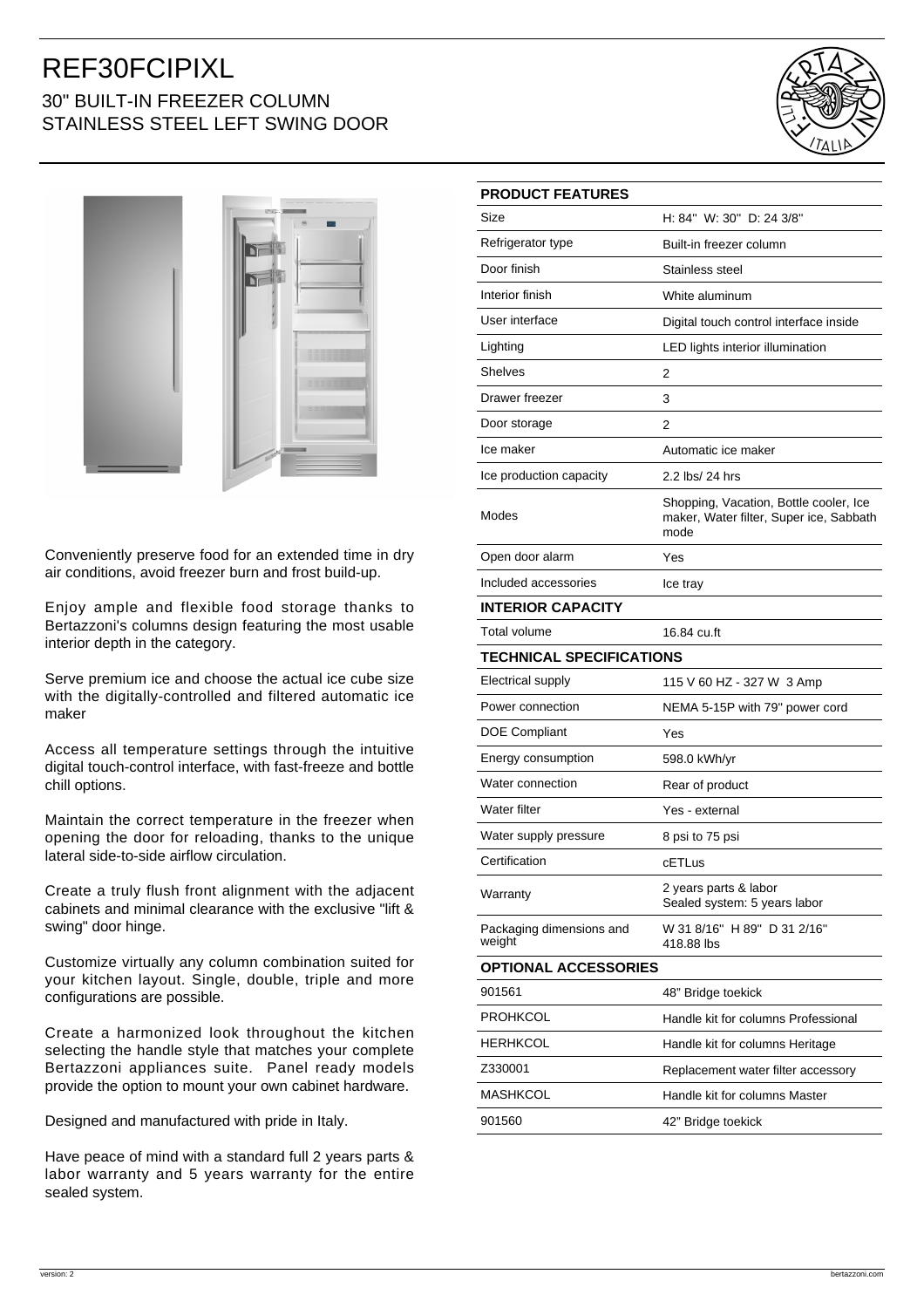# REF30FCIPIXL

## 30" BUILT-IN FREEZER COLUMN STAINLESS STEEL LEFT SWING DOOR

Conveniently preserve food for an extended time in dry air conditions, avoid freezer burn and frost build-up.

Enjoy ample and flexible food storage thanks to Bertazzoni's columns design featuring the most usable interior depth in the category.

Serve premium ice and choose the actual ice cube size with the digitally-controlled and filtered automatic ice maker

Access all temperature settings through the intuitive digital touch-control interface, with fast-freeze and bottle chill options.

Maintain the correct temperature in the freezer when opening the door for reloading, thanks to the unique lateral side-to-side airflow circulation.

Create a truly flush front alignment with the adjacent cabinets and minimal clearance with the exclusive "lift & swing" door hinge.

Customize virtually any column combination suited for your kitchen layout. Single, double, triple and more configurations are possible.

Create a harmonized look throughout the kitchen selecting the handle style that matches your complete Bertazzoni appliances suite. Panel ready models provide the option to mount your own cabinet hardware.

Designed and manufactured with pride in Italy.

Have peace of mind with a standard full 2 years parts & labor warranty and 5 years warranty for the entire sealed system.

| **PRODUCT FEATURES** | |
|---|---|
| Size | H: 84" W: 30" D: 24 3/8" |
| Refrigerator type | Built-in freezer column |
| Door finish | Stainless steel |
| Interior finish | White aluminum |
| User interface | Digital touch control interface inside |
| Lighting | LED lights interior illumination |
| Shelves | 2 |
| Drawer freezer | 3 |
| Door storage | 2 |
| Ice maker | Automatic ice maker |
| Ice production capacity | 2.2 lbs/ 24 hrs |
| Modes | Shopping, Vacation, Bottle cooler, Ice maker, Water filter, Super ice, Sabbath mode |
| Open door alarm | Yes |
| Included accessories | Ice tray |
| **INTERIOR CAPACITY** | |
| Total volume | 16.84 cu.ft |
| **TECHNICAL SPECIFICATIONS** | |
| Electrical supply | 115 V 60 HZ - 327 W 3 Amp |
| Power connection | NEMA 5-15P with 79" power cord |
| DOE Compliant | Yes |
| Energy consumption | 598.0 kWh/yr |
| Water connection | Rear of product |
| Water filter | Yes - external |
| Water supply pressure | 8 psi to 75 psi |
| Certification | cETLus |
| Warranty | 2 years parts & labor<br>Sealed system: 5 years labor |
| Packaging dimensions and weight | W 31 8/16" H 89" D 31 2/16"<br>418.88 lbs |
| **OPTIONAL ACCESSORIES** | |
| 901561 | 48" Bridge toekick |
| PROHKCOL | Handle kit for columns Professional |
| HERHKCOL | Handle kit for columns Heritage |
| Z330001 | Replacement water filter accessory |
| MASHKCOL | Handle kit for columns Master |
| 901560 | 42" Bridge toekick |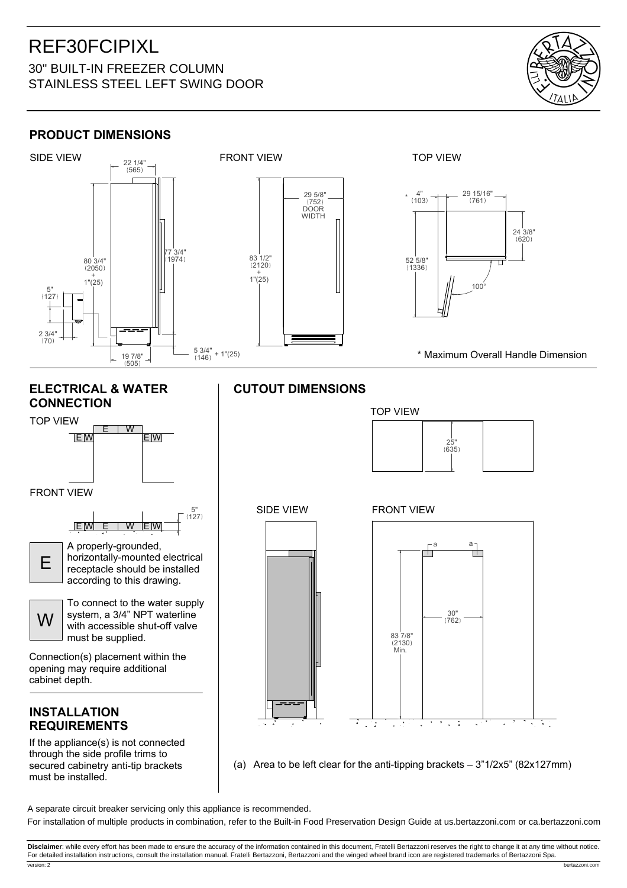# REF30FCIPIXL

30" BUILT-IN FREEZER COLUMN
STAINLESS STEEL LEFT SWING DOOR

## PRODUCT DIMENSIONS

SIDE VIEW

22 1/4" (565)

80 3/4" (2050) + 1"(25)

77 3/4" (1974)

5" (127)

2 3/4" (70)

19 7/8" (505)

5 3/4" (146) + 1"(25)

FRONT VIEW

29 5/8" (752) DOOR WIDTH

83 1/2" (2120) + 1"(25)

TOP VIEW

* 4" (103)

29 15/16" (761)

24 3/8" (620)

52 5/8" (1336)

100°

* Maximum Overall Handle Dimension

## ELECTRICAL & WATER CONNECTION

TOP VIEW

E W

FRONT VIEW

5" (127)

E — A properly-grounded, horizontally-mounted electrical receptacle should be installed according to this drawing.

W — To connect to the water supply system, a 3/4" NPT waterline with accessible shut-off valve must be supplied.

Connection(s) placement within the opening may require additional cabinet depth.

## INSTALLATION REQUIREMENTS

If the appliance(s) is not connected through the side profile trims to secured cabinetry anti-tip brackets must be installed.

## CUTOUT DIMENSIONS

TOP VIEW

25" (635)

SIDE VIEW

FRONT VIEW

a a

30" (762)

83 7/8" (2130) Min.

(a) Area to be left clear for the anti-tipping brackets – 3"1/2x5" (82x127mm)

A separate circuit breaker servicing only this appliance is recommended.

For installation of multiple products in combination, refer to the Built-in Food Preservation Design Guide at us.bertazzoni.com or ca.bertazzoni.com

**Disclaimer**: while every effort has been made to ensure the accuracy of the information contained in this document, Fratelli Bertazzoni reserves the right to change it at any time without notice. For detailed installation instructions, consult the installation manual. Fratelli Bertazzoni, Bertazzoni and the winged wheel brand icon are registered trademarks of Bertazzoni Spa.

version: 2

bertazzoni.com